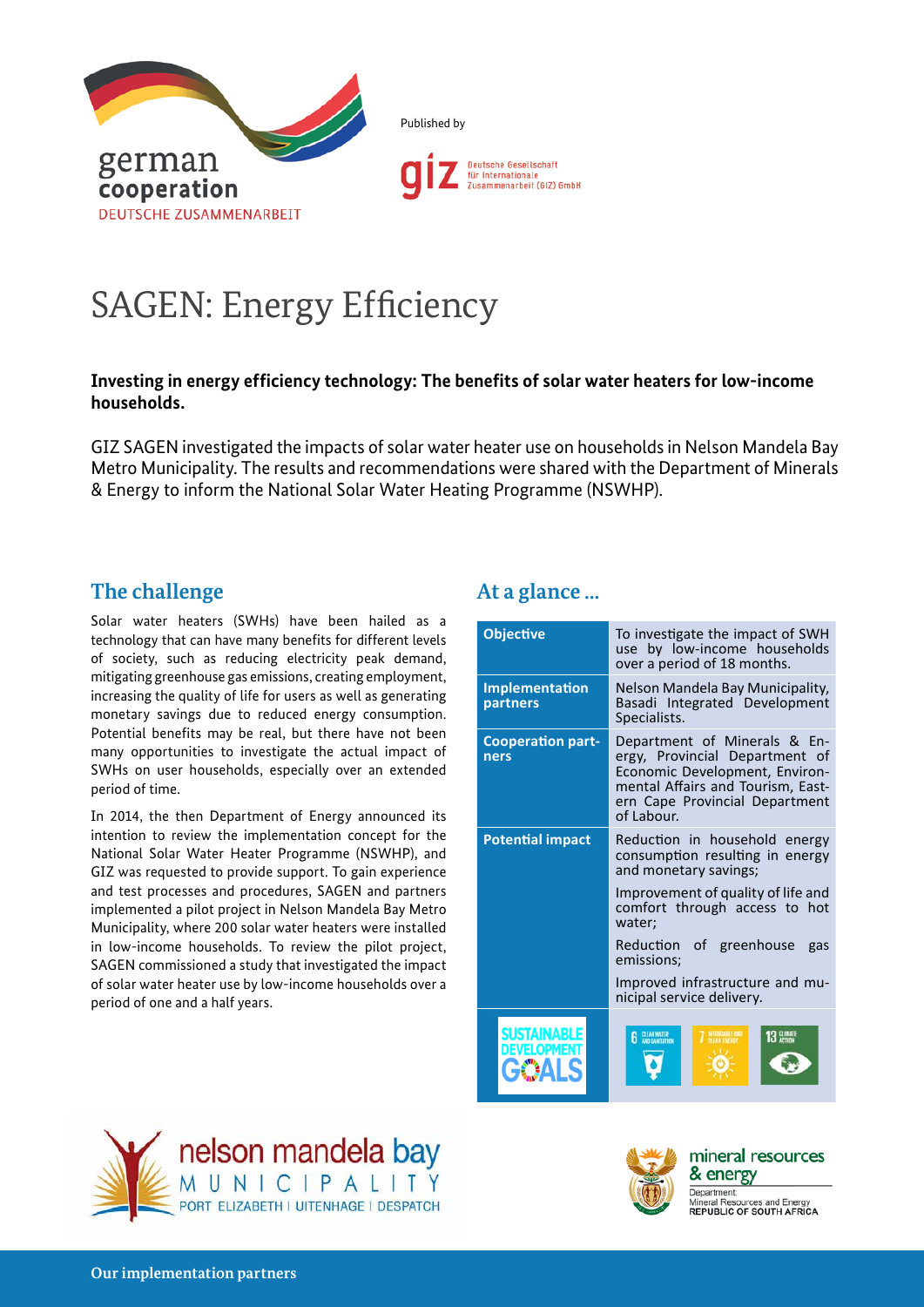Published by

# SAGEN: Energy Efficiency

**Investing in energy efficiency technology: The benefits of solar water heaters for low-income households.**

GIZ SAGEN investigated the impacts of solar water heater use on households in Nelson Mandela Bay Metro Municipality. The results and recommendations were shared with the Department of Minerals & Energy to inform the National Solar Water Heating Programme (NSWHP).

## The challenge

Solar water heaters (SWHs) have been hailed as a technology that can have many benefits for different levels of society, such as reducing electricity peak demand, mitigating greenhouse gas emissions, creating employment, increasing the quality of life for users as well as generating monetary savings due to reduced energy consumption. Potential benefits may be real, but there have not been many opportunities to investigate the actual impact of SWHs on user households, especially over an extended period of time.

In 2014, the then Department of Energy announced its intention to review the implementation concept for the National Solar Water Heater Programme (NSWHP), and GIZ was requested to provide support. To gain experience and test processes and procedures, SAGEN and partners implemented a pilot project in Nelson Mandela Bay Metro Municipality, where 200 solar water heaters were installed in low-income households. To review the pilot project, SAGEN commissioned a study that investigated the impact of solar water heater use by low-income households over a period of one and a half years.

## At a glance ...

| | |
|---|---|
| **Objective** | To investigate the impact of SWH use by low-income households over a period of 18 months. |
| **Implementation partners** | Nelson Mandela Bay Municipality, Basadi Integrated Development Specialists. |
| **Cooperation partners** | Department of Minerals & Energy, Provincial Department of Economic Development, Environmental Affairs and Tourism, Eastern Cape Provincial Department of Labour. |
| **Potential impact** | Reduction in household energy consumption resulting in energy and monetary savings;<br>Improvement of quality of life and comfort through access to hot water;<br>Reduction of greenhouse gas emissions;<br>Improved infrastructure and municipal service delivery. |
| SUSTAINABLE DEVELOPMENT GOALS | 6 CLEAN WATER AND SANITATION; 7 AFFORDABLE AND CLEAN ENERGY; 13 CLIMATE ACTION |

Our implementation partners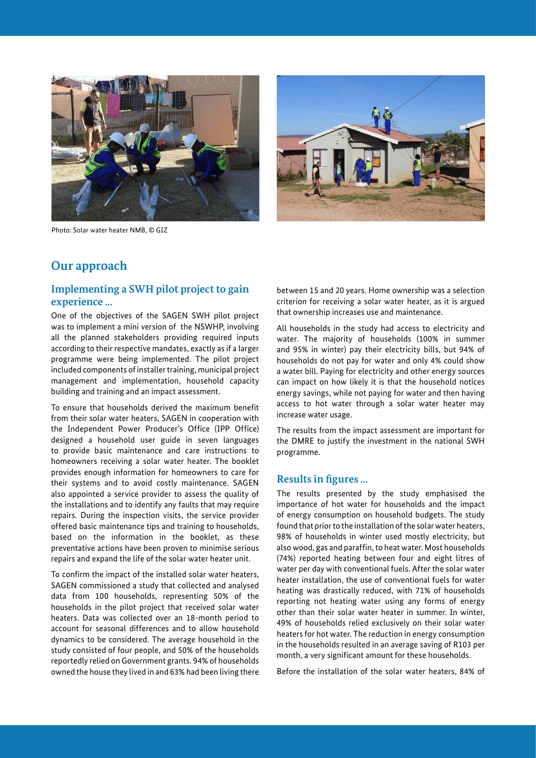Photo: Solar water heater NMB, © GIZ

## Our approach

### Implementing a SWH pilot project to gain experience ...

One of the objectives of the SAGEN SWH pilot project was to implement a mini version of the NSWHP, involving all the planned stakeholders providing required inputs according to their respective mandates, exactly as if a larger programme were being implemented. The pilot project included components of installer training, municipal project management and implementation, household capacity building and training and an impact assessment.

To ensure that households derived the maximum benefit from their solar water heaters, SAGEN in cooperation with the Independent Power Producer's Office (IPP Office) designed a household user guide in seven languages to provide basic maintenance and care instructions to homeowners receiving a solar water heater. The booklet provides enough information for homeowners to care for their systems and to avoid costly maintenance. SAGEN also appointed a service provider to assess the quality of the installations and to identify any faults that may require repairs. During the inspection visits, the service provider offered basic maintenance tips and training to households, based on the information in the booklet, as these preventative actions have been proven to minimise serious repairs and expand the life of the solar water heater unit.

To confirm the impact of the installed solar water heaters, SAGEN commissioned a study that collected and analysed data from 100 households, representing 50% of the households in the pilot project that received solar water heaters. Data was collected over an 18-month period to account for seasonal differences and to allow household dynamics to be considered. The average household in the study consisted of four people, and 50% of the households reportedly relied on Government grants. 94% of households owned the house they lived in and 63% had been living there between 15 and 20 years. Home ownership was a selection criterion for receiving a solar water heater, as it is argued that ownership increases use and maintenance.

All households in the study had access to electricity and water. The majority of households (100% in summer and 95% in winter) pay their electricity bills, but 94% of households do not pay for water and only 4% could show a water bill. Paying for electricity and other energy sources can impact on how likely it is that the household notices energy savings, while not paying for water and then having access to hot water through a solar water heater may increase water usage.

The results from the impact assessment are important for the DMRE to justify the investment in the national SWH programme.

### Results in figures ...

The results presented by the study emphasised the importance of hot water for households and the impact of energy consumption on household budgets. The study found that prior to the installation of the solar water heaters, 98% of households in winter used mostly electricity, but also wood, gas and paraffin, to heat water. Most households (74%) reported heating between four and eight litres of water per day with conventional fuels. After the solar water heater installation, the use of conventional fuels for water heating was drastically reduced, with 71% of households reporting not heating water using any forms of energy other than their solar water heater in summer. In winter, 49% of households relied exclusively on their solar water heaters for hot water. The reduction in energy consumption in the households resulted in an average saving of R103 per month, a very significant amount for these households.

Before the installation of the solar water heaters, 84% of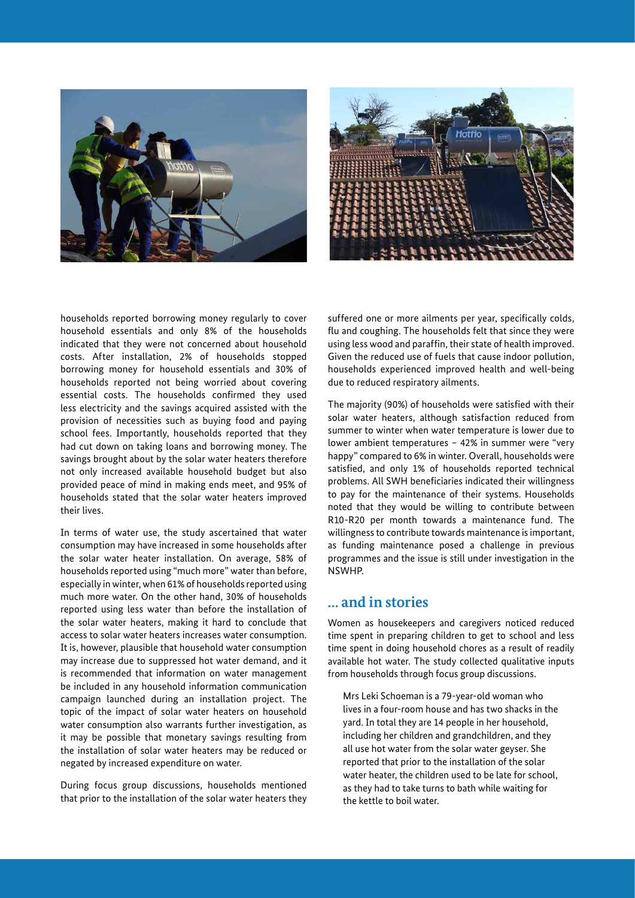households reported borrowing money regularly to cover household essentials and only 8% of the households indicated that they were not concerned about household costs. After installation, 2% of households stopped borrowing money for household essentials and 30% of households reported not being worried about covering essential costs. The households confirmed they used less electricity and the savings acquired assisted with the provision of necessities such as buying food and paying school fees. Importantly, households reported that they had cut down on taking loans and borrowing money. The savings brought about by the solar water heaters therefore not only increased available household budget but also provided peace of mind in making ends meet, and 95% of households stated that the solar water heaters improved their lives.

In terms of water use, the study ascertained that water consumption may have increased in some households after the solar water heater installation. On average, 58% of households reported using "much more" water than before, especially in winter, when 61% of households reported using much more water. On the other hand, 30% of households reported using less water than before the installation of the solar water heaters, making it hard to conclude that access to solar water heaters increases water consumption. It is, however, plausible that household water consumption may increase due to suppressed hot water demand, and it is recommended that information on water management be included in any household information communication campaign launched during an installation project. The topic of the impact of solar water heaters on household water consumption also warrants further investigation, as it may be possible that monetary savings resulting from the installation of solar water heaters may be reduced or negated by increased expenditure on water.

During focus group discussions, households mentioned that prior to the installation of the solar water heaters they suffered one or more ailments per year, specifically colds, flu and coughing. The households felt that since they were using less wood and paraffin, their state of health improved. Given the reduced use of fuels that cause indoor pollution, households experienced improved health and well-being due to reduced respiratory ailments.

The majority (90%) of households were satisfied with their solar water heaters, although satisfaction reduced from summer to winter when water temperature is lower due to lower ambient temperatures – 42% in summer were "very happy" compared to 6% in winter. Overall, households were satisfied, and only 1% of households reported technical problems. All SWH beneficiaries indicated their willingness to pay for the maintenance of their systems. Households noted that they would be willing to contribute between R10-R20 per month towards a maintenance fund. The willingness to contribute towards maintenance is important, as funding maintenance posed a challenge in previous programmes and the issue is still under investigation in the NSWHP.

## ... and in stories

Women as housekeepers and caregivers noticed reduced time spent in preparing children to get to school and less time spent in doing household chores as a result of readily available hot water. The study collected qualitative inputs from households through focus group discussions.

> Mrs Leki Schoeman is a 79-year-old woman who lives in a four-room house and has two shacks in the yard. In total they are 14 people in her household, including her children and grandchildren, and they all use hot water from the solar water geyser. She reported that prior to the installation of the solar water heater, the children used to be late for school, as they had to take turns to bath while waiting for the kettle to boil water.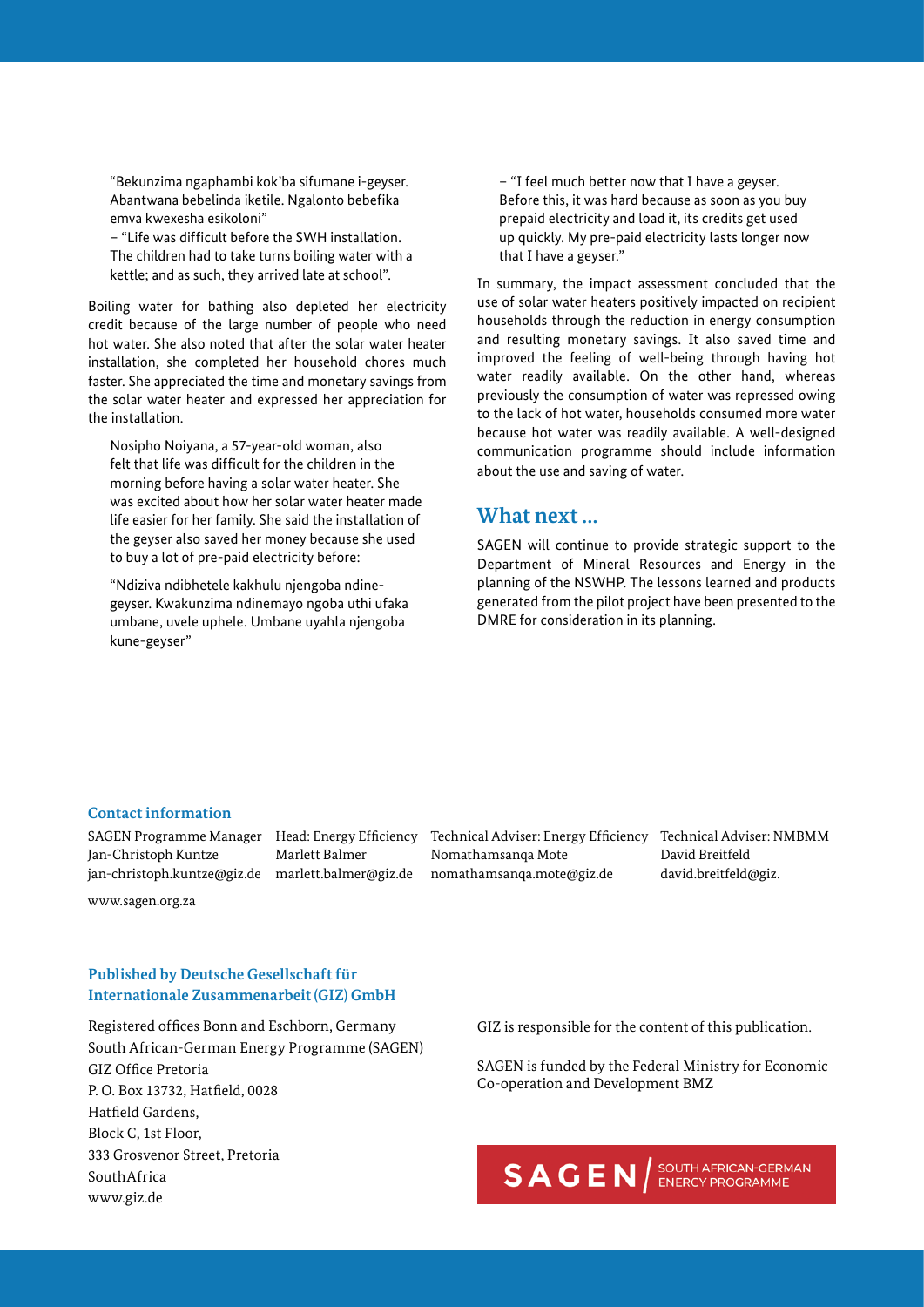"Bekunzima ngaphambi kok'ba sifumane i-geyser. Abantwana bebelinda iketile. Ngalonto bebefika emva kwexesha esikoloni"
– "Life was difficult before the SWH installation. The children had to take turns boiling water with a kettle; and as such, they arrived late at school".

Boiling water for bathing also depleted her electricity credit because of the large number of people who need hot water. She also noted that after the solar water heater installation, she completed her household chores much faster. She appreciated the time and monetary savings from the solar water heater and expressed her appreciation for the installation.

Nosipho Noiyana, a 57-year-old woman, also felt that life was difficult for the children in the morning before having a solar water heater. She was excited about how her solar water heater made life easier for her family. She said the installation of the geyser also saved her money because she used to buy a lot of pre-paid electricity before:

"Ndiziva ndibhetele kakhulu njengoba ndine-geyser. Kwakunzima ndinemayo ngoba uthi ufaka umbane, uvele uphele. Umbane uyahla njengoba kune-geyser"

– "I feel much better now that I have a geyser. Before this, it was hard because as soon as you buy prepaid electricity and load it, its credits get used up quickly. My pre-paid electricity lasts longer now that I have a geyser."

In summary, the impact assessment concluded that the use of solar water heaters positively impacted on recipient households through the reduction in energy consumption and resulting monetary savings. It also saved time and improved the feeling of well-being through having hot water readily available. On the other hand, whereas previously the consumption of water was repressed owing to the lack of hot water, households consumed more water because hot water was readily available. A well-designed communication programme should include information about the use and saving of water.

## What next ...

SAGEN will continue to provide strategic support to the Department of Mineral Resources and Energy in the planning of the NSWHP. The lessons learned and products generated from the pilot project have been presented to the DMRE for consideration in its planning.

### Contact information

SAGEN Programme Manager
Jan-Christoph Kuntze
jan-christoph.kuntze@giz.de

Head: Energy Efficiency
Marlett Balmer
marlett.balmer@giz.de

Technical Adviser: Energy Efficiency
Nomathamsanqa Mote
nomathamsanqa.mote@giz.de

Technical Adviser: NMBMM
David Breitfeld
david.breitfeld@giz.

www.sagen.org.za

### Published by Deutsche Gesellschaft für Internationale Zusammenarbeit (GIZ) GmbH

Registered offices Bonn and Eschborn, Germany
South African-German Energy Programme (SAGEN)
GIZ Office Pretoria
P. O. Box 13732, Hatfield, 0028
Hatfield Gardens,
Block C, 1st Floor,
333 Grosvenor Street, Pretoria
SouthAfrica
www.giz.de

GIZ is responsible for the content of this publication.

SAGEN is funded by the Federal Ministry for Economic Co-operation and Development BMZ

SAGEN | SOUTH AFRICAN-GERMAN ENERGY PROGRAMME